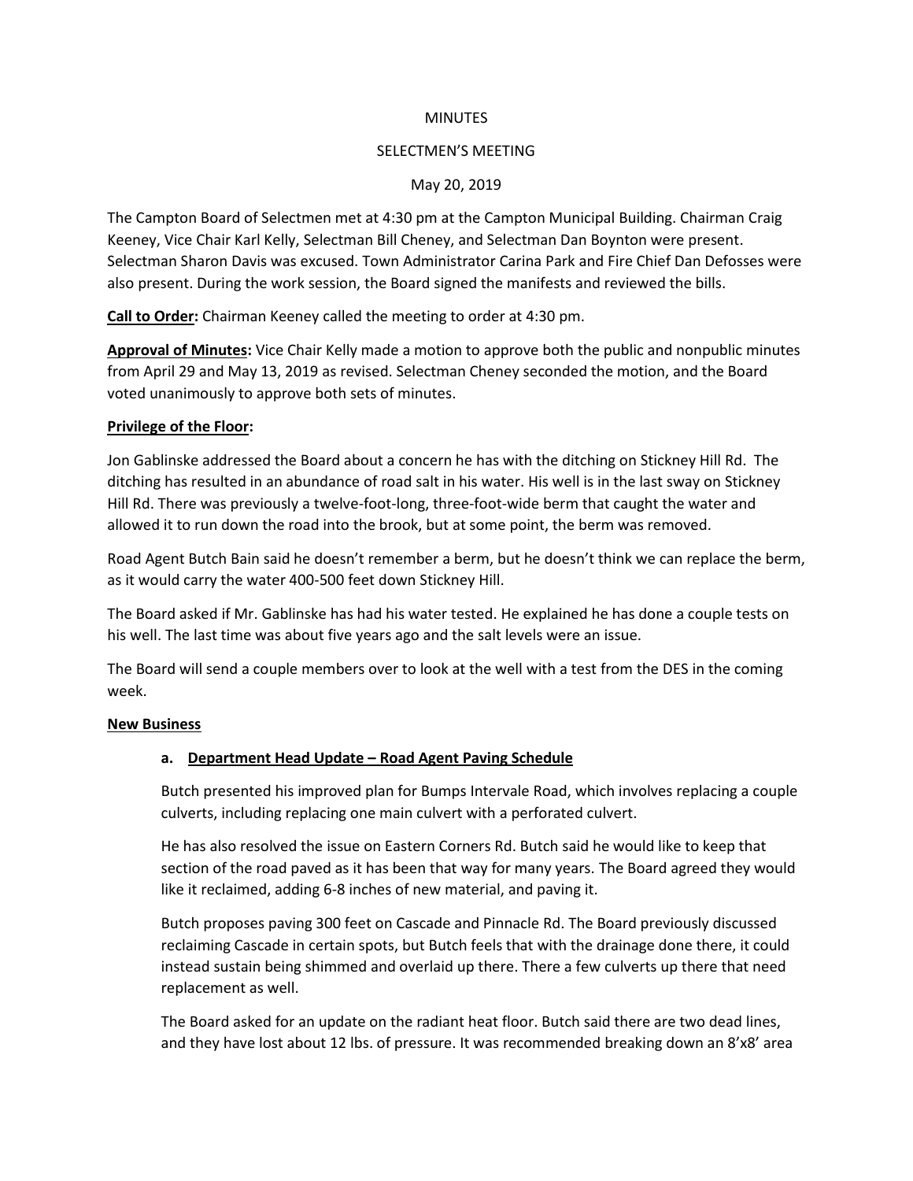MINUTES

SELECTMEN'S MEETING

May 20, 2019

The Campton Board of Selectmen met at 4:30 pm at the Campton Municipal Building. Chairman Craig Keeney, Vice Chair Karl Kelly, Selectman Bill Cheney, and Selectman Dan Boynton were present. Selectman Sharon Davis was excused. Town Administrator Carina Park and Fire Chief Dan Defosses were also present. During the work session, the Board signed the manifests and reviewed the bills.

**Call to Order:** Chairman Keeney called the meeting to order at 4:30 pm.

**Approval of Minutes:** Vice Chair Kelly made a motion to approve both the public and nonpublic minutes from April 29 and May 13, 2019 as revised. Selectman Cheney seconded the motion, and the Board voted unanimously to approve both sets of minutes.

**Privilege of the Floor:**

Jon Gablinske addressed the Board about a concern he has with the ditching on Stickney Hill Rd. The ditching has resulted in an abundance of road salt in his water. His well is in the last sway on Stickney Hill Rd. There was previously a twelve-foot-long, three-foot-wide berm that caught the water and allowed it to run down the road into the brook, but at some point, the berm was removed.

Road Agent Butch Bain said he doesn't remember a berm, but he doesn't think we can replace the berm, as it would carry the water 400-500 feet down Stickney Hill.

The Board asked if Mr. Gablinske has had his water tested. He explained he has done a couple tests on his well. The last time was about five years ago and the salt levels were an issue.

The Board will send a couple members over to look at the well with a test from the DES in the coming week.

**New Business**

**a. Department Head Update – Road Agent Paving Schedule**

Butch presented his improved plan for Bumps Intervale Road, which involves replacing a couple culverts, including replacing one main culvert with a perforated culvert.

He has also resolved the issue on Eastern Corners Rd. Butch said he would like to keep that section of the road paved as it has been that way for many years. The Board agreed they would like it reclaimed, adding 6-8 inches of new material, and paving it.

Butch proposes paving 300 feet on Cascade and Pinnacle Rd. The Board previously discussed reclaiming Cascade in certain spots, but Butch feels that with the drainage done there, it could instead sustain being shimmed and overlaid up there. There a few culverts up there that need replacement as well.

The Board asked for an update on the radiant heat floor. Butch said there are two dead lines, and they have lost about 12 lbs. of pressure. It was recommended breaking down an 8'x8' area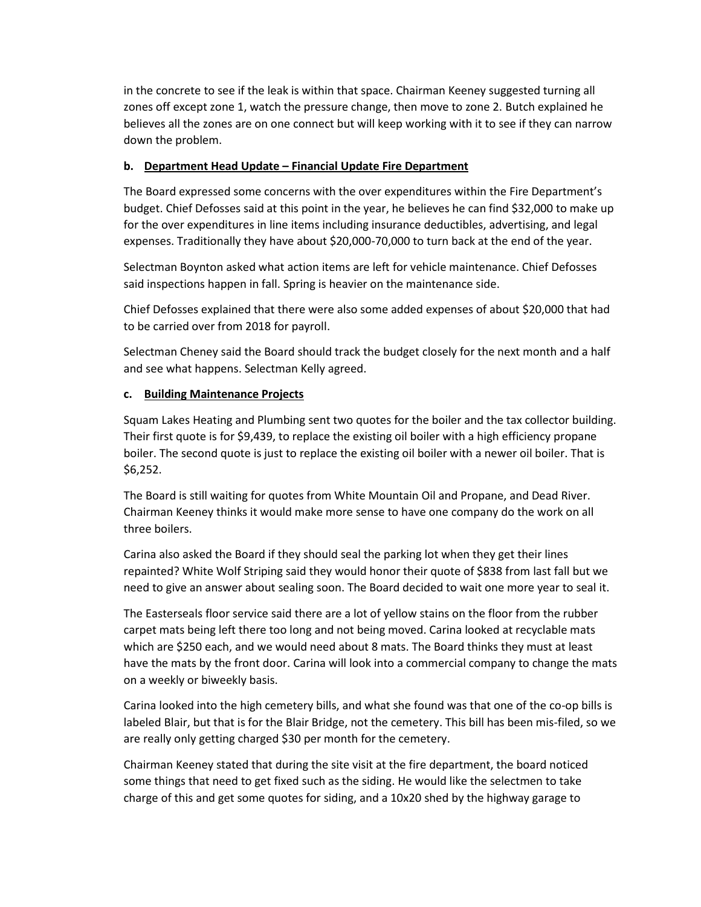in the concrete to see if the leak is within that space. Chairman Keeney suggested turning all zones off except zone 1, watch the pressure change, then move to zone 2. Butch explained he believes all the zones are on one connect but will keep working with it to see if they can narrow down the problem.

**b. Department Head Update – Financial Update Fire Department**

The Board expressed some concerns with the over expenditures within the Fire Department's budget. Chief Defosses said at this point in the year, he believes he can find $32,000 to make up for the over expenditures in line items including insurance deductibles, advertising, and legal expenses. Traditionally they have about $20,000-70,000 to turn back at the end of the year.

Selectman Boynton asked what action items are left for vehicle maintenance. Chief Defosses said inspections happen in fall. Spring is heavier on the maintenance side.

Chief Defosses explained that there were also some added expenses of about $20,000 that had to be carried over from 2018 for payroll.

Selectman Cheney said the Board should track the budget closely for the next month and a half and see what happens. Selectman Kelly agreed.

**c. Building Maintenance Projects**

Squam Lakes Heating and Plumbing sent two quotes for the boiler and the tax collector building. Their first quote is for $9,439, to replace the existing oil boiler with a high efficiency propane boiler. The second quote is just to replace the existing oil boiler with a newer oil boiler. That is $6,252.

The Board is still waiting for quotes from White Mountain Oil and Propane, and Dead River. Chairman Keeney thinks it would make more sense to have one company do the work on all three boilers.

Carina also asked the Board if they should seal the parking lot when they get their lines repainted? White Wolf Striping said they would honor their quote of $838 from last fall but we need to give an answer about sealing soon. The Board decided to wait one more year to seal it.

The Easterseals floor service said there are a lot of yellow stains on the floor from the rubber carpet mats being left there too long and not being moved. Carina looked at recyclable mats which are $250 each, and we would need about 8 mats. The Board thinks they must at least have the mats by the front door. Carina will look into a commercial company to change the mats on a weekly or biweekly basis.

Carina looked into the high cemetery bills, and what she found was that one of the co-op bills is labeled Blair, but that is for the Blair Bridge, not the cemetery. This bill has been mis-filed, so we are really only getting charged $30 per month for the cemetery.

Chairman Keeney stated that during the site visit at the fire department, the board noticed some things that need to get fixed such as the siding. He would like the selectmen to take charge of this and get some quotes for siding, and a 10x20 shed by the highway garage to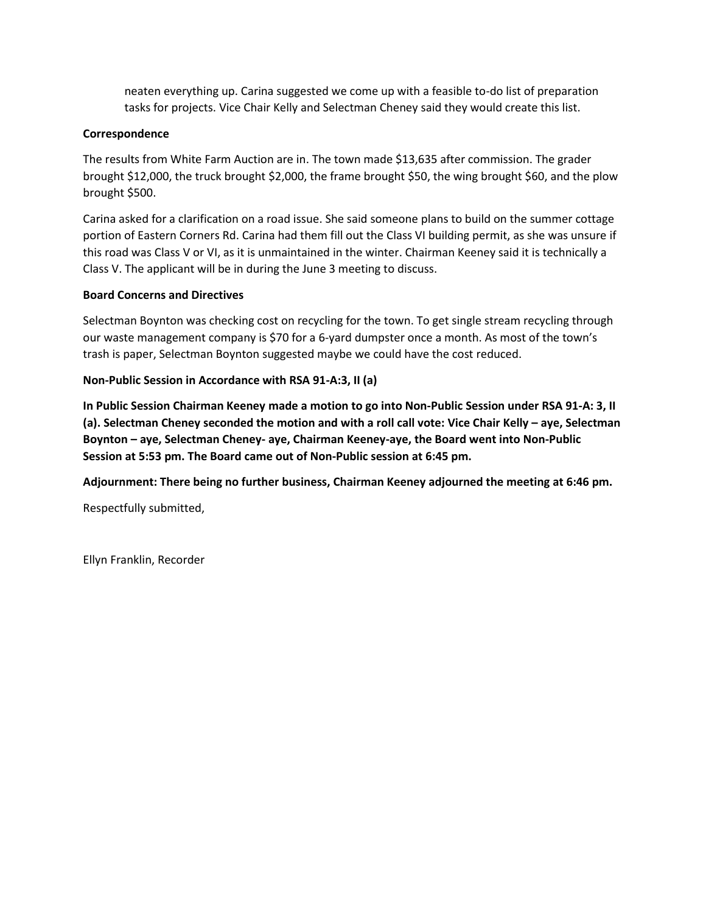neaten everything up. Carina suggested we come up with a feasible to-do list of preparation tasks for projects. Vice Chair Kelly and Selectman Cheney said they would create this list.

**Correspondence**

The results from White Farm Auction are in. The town made $13,635 after commission. The grader brought $12,000, the truck brought $2,000, the frame brought $50, the wing brought $60, and the plow brought $500.

Carina asked for a clarification on a road issue. She said someone plans to build on the summer cottage portion of Eastern Corners Rd. Carina had them fill out the Class VI building permit, as she was unsure if this road was Class V or VI, as it is unmaintained in the winter. Chairman Keeney said it is technically a Class V. The applicant will be in during the June 3 meeting to discuss.

**Board Concerns and Directives**

Selectman Boynton was checking cost on recycling for the town. To get single stream recycling through our waste management company is $70 for a 6-yard dumpster once a month. As most of the town's trash is paper, Selectman Boynton suggested maybe we could have the cost reduced.

**Non-Public Session in Accordance with RSA 91-A:3, II (a)**

**In Public Session Chairman Keeney made a motion to go into Non-Public Session under RSA 91-A: 3, II (a). Selectman Cheney seconded the motion and with a roll call vote: Vice Chair Kelly – aye, Selectman Boynton – aye, Selectman Cheney- aye, Chairman Keeney-aye, the Board went into Non-Public Session at 5:53 pm. The Board came out of Non-Public session at 6:45 pm.**

**Adjournment: There being no further business, Chairman Keeney adjourned the meeting at 6:46 pm.**

Respectfully submitted,

Ellyn Franklin, Recorder